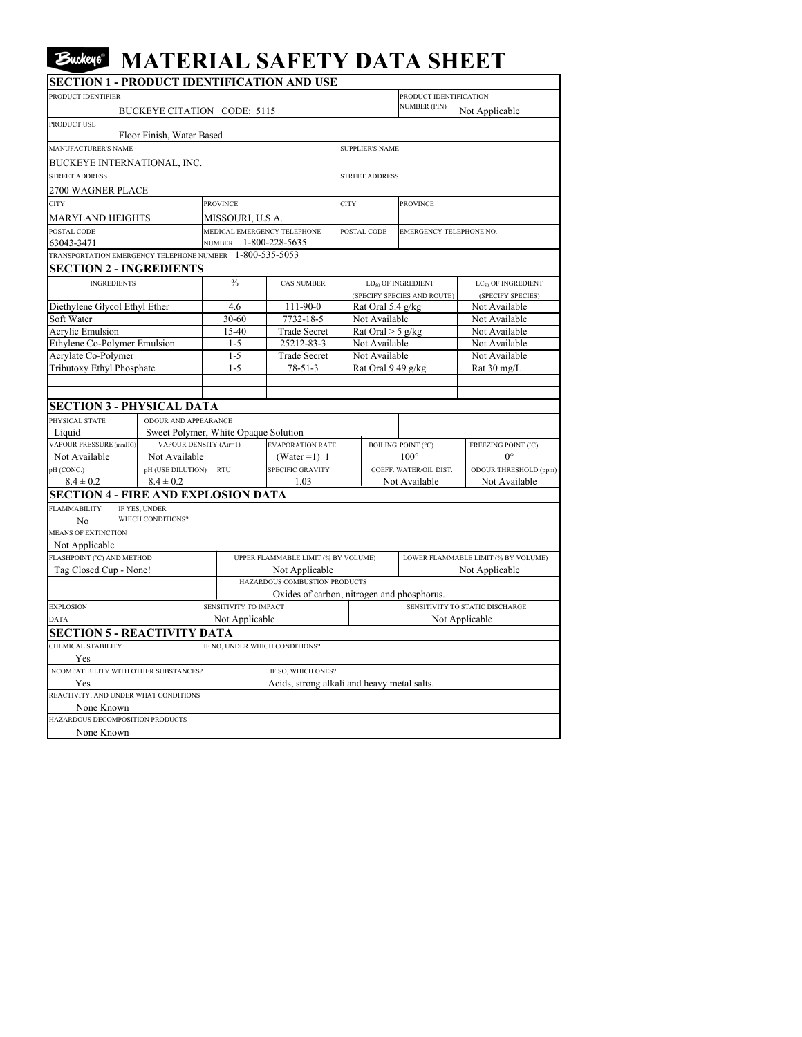# Buckeye® MATERIAL SAFETY DATA SHEET

## SECTION 1 - PRODUCT IDENTIFICATION AND USE

| | |
|---|---|
| PRODUCT IDENTIFIER | BUCKEYE CITATION CODE: 5115 |
| PRODUCT IDENTIFICATION NUMBER (PIN) | Not Applicable |
| PRODUCT USE | Floor Finish, Water Based |
| MANUFACTURER'S NAME | BUCKEYE INTERNATIONAL, INC. |
| SUPPLIER'S NAME | |
| STREET ADDRESS | 2700 WAGNER PLACE |
| STREET ADDRESS (SUPPLIER) | |
| CITY | MARYLAND HEIGHTS |
| PROVINCE | MISSOURI, U.S.A. |
| CITY (SUPPLIER) | |
| PROVINCE (SUPPLIER) | |
| POSTAL CODE | 63043-3471 |
| MEDICAL EMERGENCY TELEPHONE NUMBER | 1-800-228-5635 |
| POSTAL CODE (SUPPLIER) | |
| EMERGENCY TELEPHONE NO. | |
| TRANSPORTATION EMERGENCY TELEPHONE NUMBER | 1-800-535-5053 |

## SECTION 2 - INGREDIENTS

| INGREDIENTS | % | CAS NUMBER | $LD_{50}$ OF INGREDIENT (SPECIFY SPECIES AND ROUTE) | $LC_{50}$ OF INGREDIENT (SPECIFY SPECIES) |
|---|---|---|---|---|
| Diethylene Glycol Ethyl Ether | 4.6 | 111-90-0 | Rat Oral 5.4 g/kg | Not Available |
| Soft Water | 30-60 | 7732-18-5 | Not Available | Not Available |
| Acrylic Emulsion | 15-40 | Trade Secret | Rat Oral > 5 g/kg | Not Available |
| Ethylene Co-Polymer Emulsion | 1-5 | 25212-83-3 | Not Available | Not Available |
| Acrylate Co-Polymer | 1-5 | Trade Secret | Not Available | Not Available |
| Tributoxy Ethyl Phosphate | 1-5 | 78-51-3 | Rat Oral 9.49 g/kg | Rat 30 mg/L |

## SECTION 3 - PHYSICAL DATA

| PHYSICAL STATE | ODOUR AND APPEARANCE | | | | |
|---|---|---|---|---|---|
| Liquid | Sweet Polymer, White Opaque Solution | | | | |
| VAPOUR PRESSURE (mmHG) | VAPOUR DENSITY (Air=1) | EVAPORATION RATE | BOILING POINT (°C) | FREEZING POINT (°C) | |
| Not Available | Not Available | (Water =1) 1 | 100° | 0° | |
| pH (CONC.) | pH (USE DILUTION) RTU | SPECIFIC GRAVITY | COEFF. WATER/OIL DIST. | ODOUR THRESHOLD (ppm) | |
| 8.4 ± 0.2 | 8.4 ± 0.2 | 1.03 | Not Available | Not Available | |

## SECTION 4 - FIRE AND EXPLOSION DATA

| | |
|---|---|
| FLAMMABILITY | No |
| IF YES, UNDER WHICH CONDITIONS? | |
| MEANS OF EXTINCTION | Not Applicable |
| FLASHPOINT (°C) AND METHOD | Tag Closed Cup - None! |
| UPPER FLAMMABLE LIMIT (% BY VOLUME) | Not Applicable |
| LOWER FLAMMABLE LIMIT (% BY VOLUME) | Not Applicable |
| HAZARDOUS COMBUSTION PRODUCTS | Oxides of carbon, nitrogen and phosphorus. |
| EXPLOSION DATA — SENSITIVITY TO IMPACT | Not Applicable |
| SENSITIVITY TO STATIC DISCHARGE | Not Applicable |

## SECTION 5 - REACTIVITY DATA

| | |
|---|---|
| CHEMICAL STABILITY | Yes |
| IF NO, UNDER WHICH CONDITIONS? | |
| INCOMPATIBILITY WITH OTHER SUBSTANCES? | Yes |
| IF SO, WHICH ONES? | Acids, strong alkali and heavy metal salts. |
| REACTIVITY, AND UNDER WHAT CONDITIONS | None Known |
| HAZARDOUS DECOMPOSITION PRODUCTS | None Known |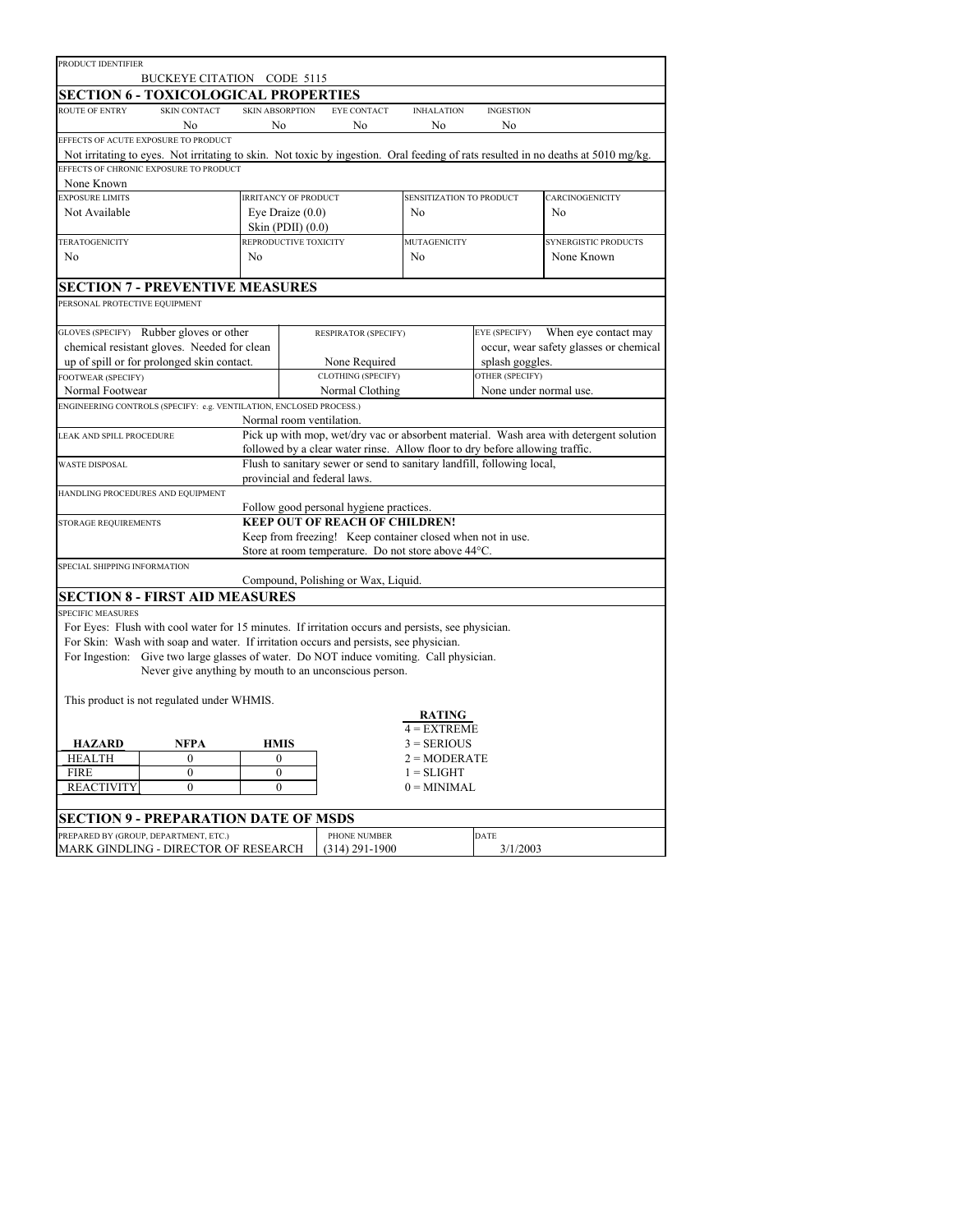PRODUCT IDENTIFIER

BUCKEYE CITATION CODE 5115

## SECTION 6 - TOXICOLOGICAL PROPERTIES

| ROUTE OF ENTRY | SKIN CONTACT | SKIN ABSORPTION | EYE CONTACT | INHALATION | INGESTION |
|---|---|---|---|---|---|
| | No | No | No | No | No |

EFFECTS OF ACUTE EXPOSURE TO PRODUCT

Not irritating to eyes. Not irritating to skin. Not toxic by ingestion. Oral feeding of rats resulted in no deaths at 5010 mg/kg.

EFFECTS OF CHRONIC EXPOSURE TO PRODUCT

None Known

| EXPOSURE LIMITS | IRRITANCY OF PRODUCT | SENSITIZATION TO PRODUCT | CARCINOGENICITY |
|---|---|---|---|
| Not Available | Eye Draize (0.0) Skin (PDII) (0.0) | No | No |
| **TERATOGENICITY** | **REPRODUCTIVE TOXICITY** | **MUTAGENICITY** | **SYNERGISTIC PRODUCTS** |
| No | No | No | None Known |

## SECTION 7 - PREVENTIVE MEASURES

PERSONAL PROTECTIVE EQUIPMENT

| GLOVES (SPECIFY) | RESPIRATOR (SPECIFY) | EYE (SPECIFY) |
|---|---|---|
| Rubber gloves or other chemical resistant gloves. Needed for clean up of spill or for prolonged skin contact. | None Required | When eye contact may occur, wear safety glasses or chemical splash goggles. |
| **FOOTWEAR (SPECIFY)** | **CLOTHING (SPECIFY)** | **OTHER (SPECIFY)** |
| Normal Footwear | Normal Clothing | None under normal use. |

ENGINEERING CONTROLS (SPECIFY: e.g. VENTILATION, ENCLOSED PROCESS.)

Normal room ventilation.

LEAK AND SPILL PROCEDURE

Pick up with mop, wet/dry vac or absorbent material. Wash area with detergent solution followed by a clear water rinse. Allow floor to dry before allowing traffic.

WASTE DISPOSAL

Flush to sanitary sewer or send to sanitary landfill, following local, provincial and federal laws.

HANDLING PROCEDURES AND EQUIPMENT

Follow good personal hygiene practices.

STORAGE REQUIREMENTS

**KEEP OUT OF REACH OF CHILDREN!**

Keep from freezing! Keep container closed when not in use.

Store at room temperature. Do not store above 44°C.

SPECIAL SHIPPING INFORMATION

Compound, Polishing or Wax, Liquid.

## SECTION 8 - FIRST AID MEASURES

SPECIFIC MEASURES

For Eyes: Flush with cool water for 15 minutes. If irritation occurs and persists, see physician.

For Skin: Wash with soap and water. If irritation occurs and persists, see physician.

For Ingestion: Give two large glasses of water. Do NOT induce vomiting. Call physician. Never give anything by mouth to an unconscious person.

This product is not regulated under WHMIS.

| HAZARD | NFPA | HMIS |
|---|---|---|
| HEALTH | 0 | 0 |
| FIRE | 0 | 0 |
| REACTIVITY | 0 | 0 |

**RATING**

4 = EXTREME
3 = SERIOUS
2 = MODERATE
1 = SLIGHT
0 = MINIMAL

## SECTION 9 - PREPARATION DATE OF MSDS

| PREPARED BY (GROUP, DEPARTMENT, ETC.) | PHONE NUMBER | DATE |
|---|---|---|
| MARK GINDLING - DIRECTOR OF RESEARCH | (314) 291-1900 | 3/1/2003 |